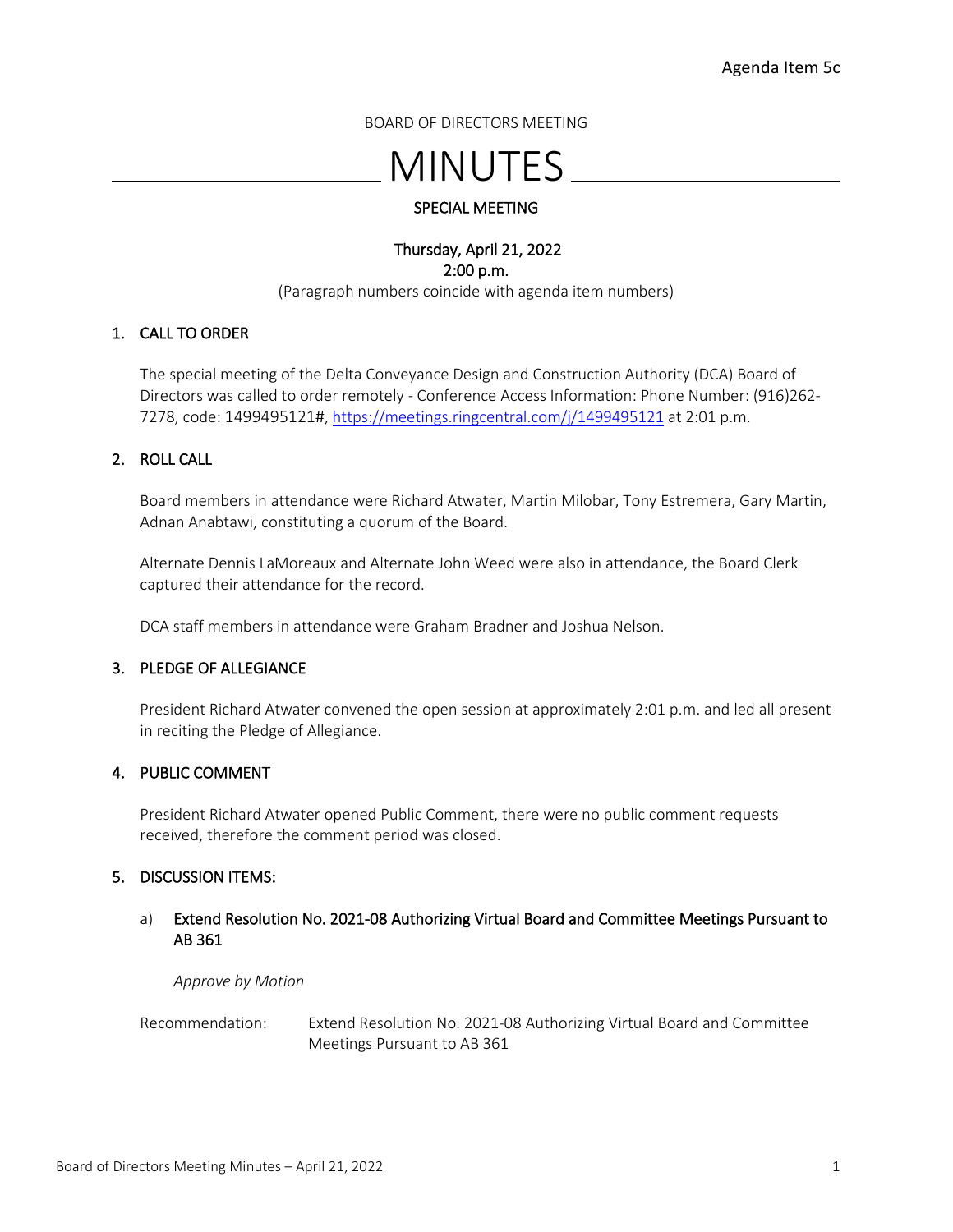Agenda Item 5c

BOARD OF DIRECTORS MEETING

# MINUTES

**SPECIAL MEETING**

**Thursday, April 21, 2022**
**2:00 p.m.**

(Paragraph numbers coincide with agenda item numbers)

## 1. CALL TO ORDER

The special meeting of the Delta Conveyance Design and Construction Authority (DCA) Board of Directors was called to order remotely - Conference Access Information: Phone Number: (916)262-7278, code: 1499495121#, https://meetings.ringcentral.com/j/1499495121 at 2:01 p.m.

## 2. ROLL CALL

Board members in attendance were Richard Atwater, Martin Milobar, Tony Estremera, Gary Martin, Adnan Anabtawi, constituting a quorum of the Board.

Alternate Dennis LaMoreaux and Alternate John Weed were also in attendance, the Board Clerk captured their attendance for the record.

DCA staff members in attendance were Graham Bradner and Joshua Nelson.

## 3. PLEDGE OF ALLEGIANCE

President Richard Atwater convened the open session at approximately 2:01 p.m. and led all present in reciting the Pledge of Allegiance.

## 4. PUBLIC COMMENT

President Richard Atwater opened Public Comment, there were no public comment requests received, therefore the comment period was closed.

## 5. DISCUSSION ITEMS:

a) **Extend Resolution No. 2021-08 Authorizing Virtual Board and Committee Meetings Pursuant to AB 361**

*Approve by Motion*

Recommendation: Extend Resolution No. 2021-08 Authorizing Virtual Board and Committee Meetings Pursuant to AB 361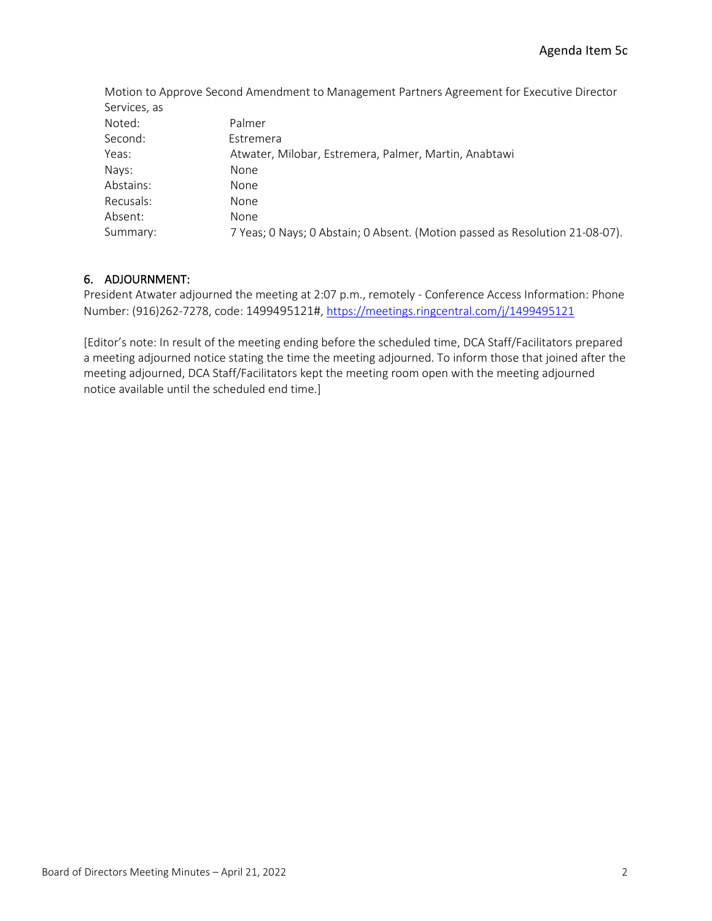Motion to Approve Second Amendment to Management Partners Agreement for Executive Director Services, as

| | |
|---|---|
| Noted: | Palmer |
| Second: | Estremera |
| Yeas: | Atwater, Milobar, Estremera, Palmer, Martin, Anabtawi |
| Nays: | None |
| Abstains: | None |
| Recusals: | None |
| Absent: | None |
| Summary: | 7 Yeas; 0 Nays; 0 Abstain; 0 Absent. (Motion passed as Resolution 21-08-07). |

## 6. ADJOURNMENT:

President Atwater adjourned the meeting at 2:07 p.m., remotely - Conference Access Information: Phone Number: (916)262-7278, code: 1499495121#, https://meetings.ringcentral.com/j/1499495121

[Editor's note: In result of the meeting ending before the scheduled time, DCA Staff/Facilitators prepared a meeting adjourned notice stating the time the meeting adjourned. To inform those that joined after the meeting adjourned, DCA Staff/Facilitators kept the meeting room open with the meeting adjourned notice available until the scheduled end time.]